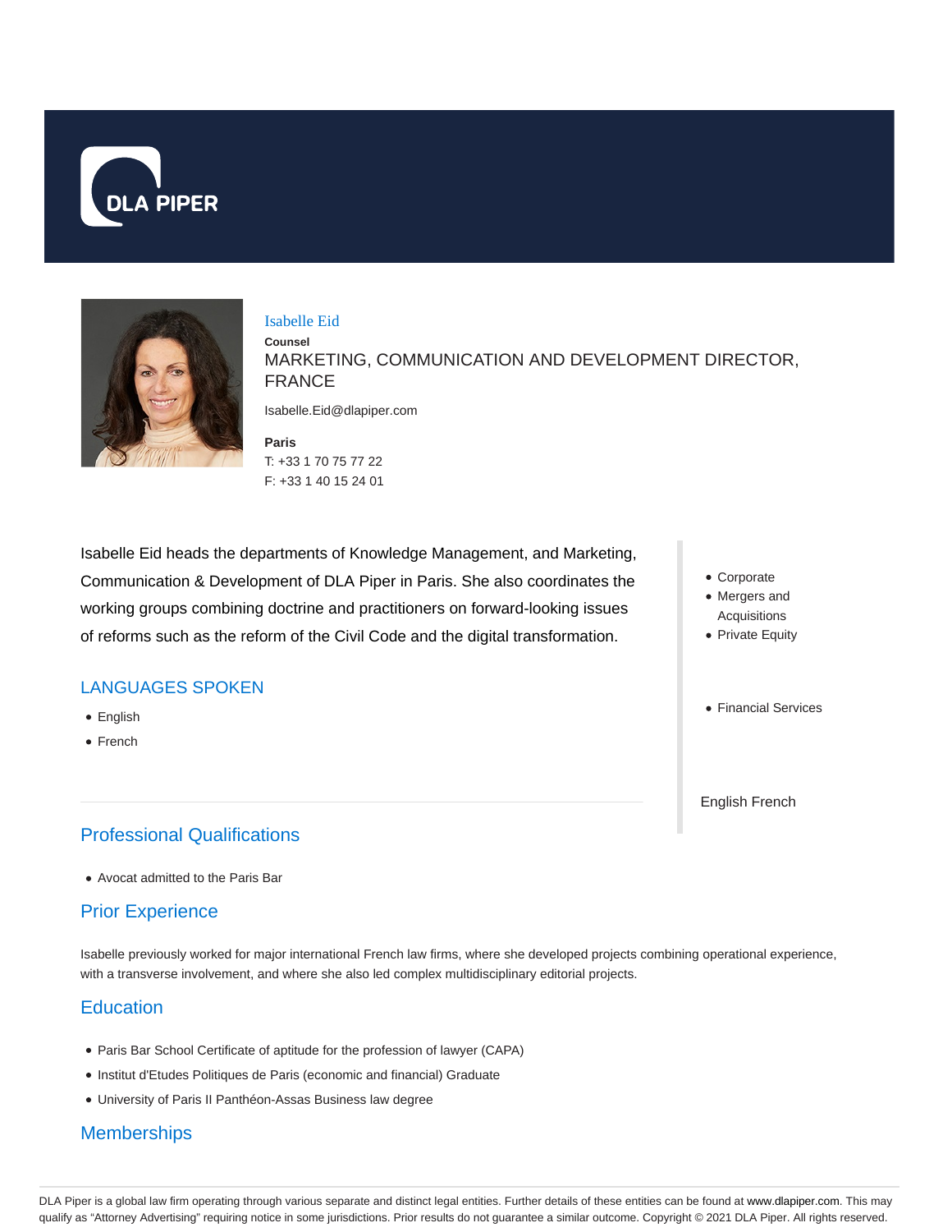# Isabelle Eid

**Counsel**

MARKETING, COMMUNICATION AND DEVELOPMENT DIRECTOR, FRANCE

Isabelle.Eid@dlapiper.com

**Paris**
T: +33 1 70 75 77 22
F: +33 1 40 15 24 01

Isabelle Eid heads the departments of Knowledge Management, and Marketing, Communication & Development of DLA Piper in Paris. She also coordinates the working groups combining doctrine and practitioners on forward-looking issues of reforms such as the reform of the Civil Code and the digital transformation.

- Corporate
- Mergers and Acquisitions
- Private Equity

- Financial Services

English French

## LANGUAGES SPOKEN

- English
- French

## Professional Qualifications

- Avocat admitted to the Paris Bar

## Prior Experience

Isabelle previously worked for major international French law firms, where she developed projects combining operational experience, with a transverse involvement, and where she also led complex multidisciplinary editorial projects.

## Education

- Paris Bar School Certificate of aptitude for the profession of lawyer (CAPA)
- Institut d'Etudes Politiques de Paris (economic and financial) Graduate
- University of Paris II Panthéon-Assas Business law degree

## Memberships

DLA Piper is a global law firm operating through various separate and distinct legal entities. Further details of these entities can be found at www.dlapiper.com. This may qualify as "Attorney Advertising" requiring notice in some jurisdictions. Prior results do not guarantee a similar outcome. Copyright © 2021 DLA Piper. All rights reserved.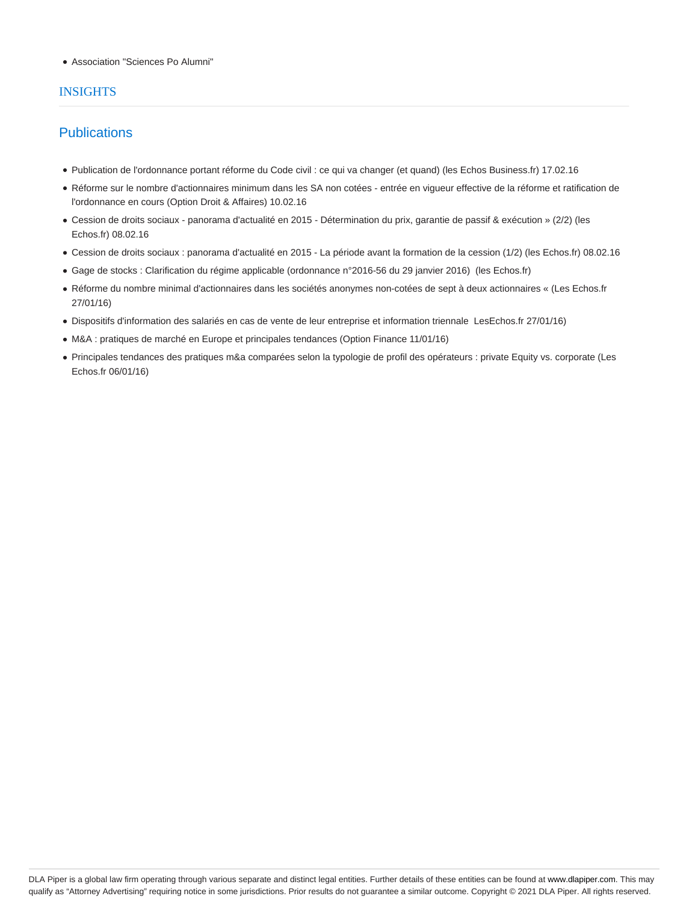- Association "Sciences Po Alumni"

## INSIGHTS

### Publications

- Publication de l'ordonnance portant réforme du Code civil : ce qui va changer (et quand) (les Echos Business.fr) 17.02.16
- Réforme sur le nombre d'actionnaires minimum dans les SA non cotées - entrée en vigueur effective de la réforme et ratification de l'ordonnance en cours (Option Droit & Affaires) 10.02.16
- Cession de droits sociaux - panorama d'actualité en 2015 - Détermination du prix, garantie de passif & exécution » (2/2) (les Echos.fr) 08.02.16
- Cession de droits sociaux : panorama d'actualité en 2015 - La période avant la formation de la cession (1/2) (les Echos.fr) 08.02.16
- Gage de stocks : Clarification du régime applicable (ordonnance n°2016-56 du 29 janvier 2016) (les Echos.fr)
- Réforme du nombre minimal d'actionnaires dans les sociétés anonymes non-cotées de sept à deux actionnaires « (Les Echos.fr 27/01/16)
- Dispositifs d'information des salariés en cas de vente de leur entreprise et information triennale LesEchos.fr 27/01/16)
- M&A : pratiques de marché en Europe et principales tendances (Option Finance 11/01/16)
- Principales tendances des pratiques m&a comparées selon la typologie de profil des opérateurs : private Equity vs. corporate (Les Echos.fr 06/01/16)